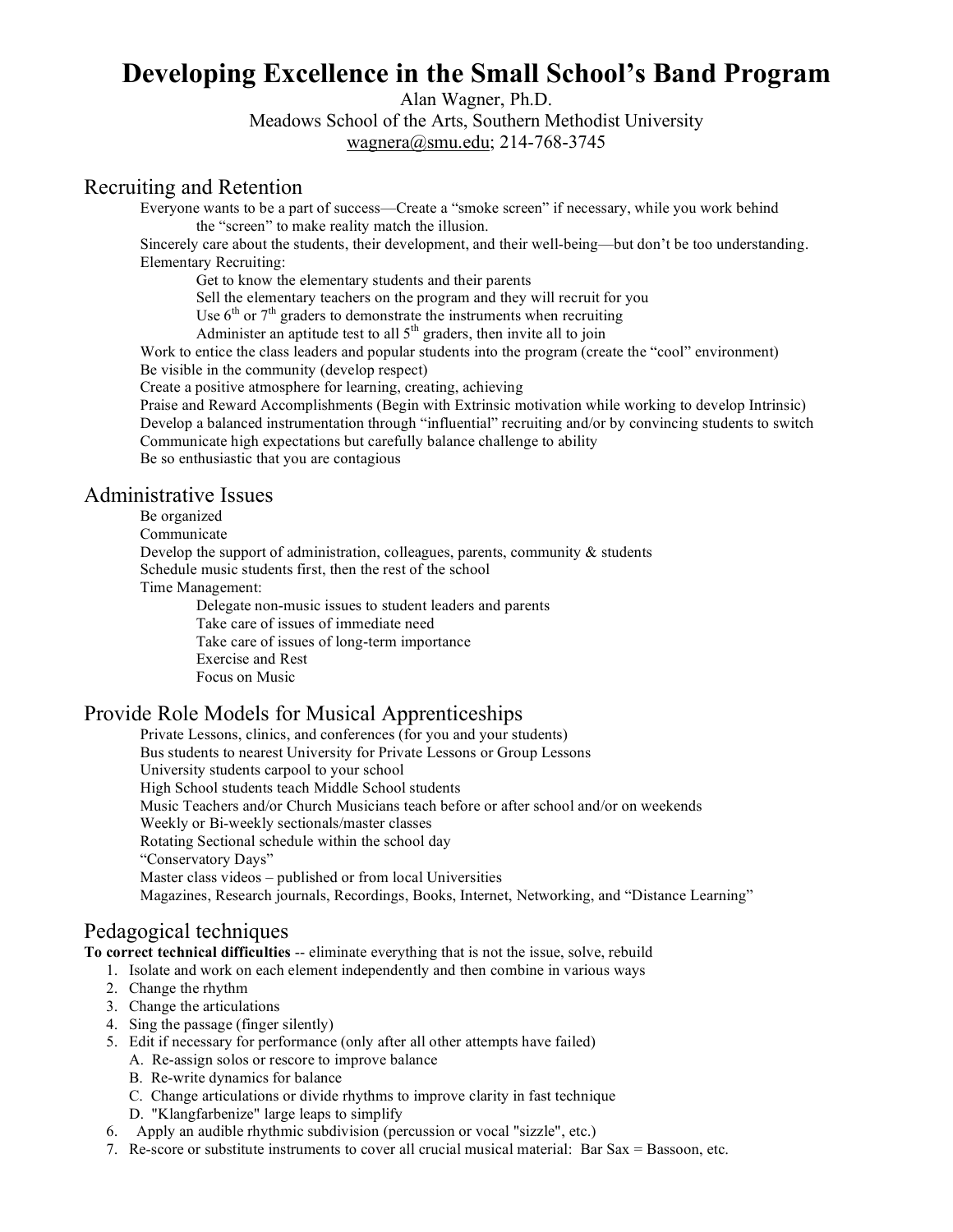# Developing Excellence in the Small School's Band Program

Alan Wagner, Ph.D.
Meadows School of the Arts, Southern Methodist University
wagnera@smu.edu; 214-768-3745

## Recruiting and Retention

Everyone wants to be a part of success—Create a "smoke screen" if necessary, while you work behind the "screen" to make reality match the illusion.

Sincerely care about the students, their development, and their well-being—but don't be too understanding.

Elementary Recruiting:

- Get to know the elementary students and their parents
- Sell the elementary teachers on the program and they will recruit for you
- Use 6th or 7th graders to demonstrate the instruments when recruiting
- Administer an aptitude test to all 5th graders, then invite all to join

Work to entice the class leaders and popular students into the program (create the "cool" environment)

Be visible in the community (develop respect)

Create a positive atmosphere for learning, creating, achieving

Praise and Reward Accomplishments (Begin with Extrinsic motivation while working to develop Intrinsic)

Develop a balanced instrumentation through "influential" recruiting and/or by convincing students to switch

Communicate high expectations but carefully balance challenge to ability

Be so enthusiastic that you are contagious

## Administrative Issues

Be organized

Communicate

Develop the support of administration, colleagues, parents, community & students

Schedule music students first, then the rest of the school

Time Management:

- Delegate non-music issues to student leaders and parents
- Take care of issues of immediate need
- Take care of issues of long-term importance
- Exercise and Rest
- Focus on Music

## Provide Role Models for Musical Apprenticeships

Private Lessons, clinics, and conferences (for you and your students)

Bus students to nearest University for Private Lessons or Group Lessons

University students carpool to your school

High School students teach Middle School students

Music Teachers and/or Church Musicians teach before or after school and/or on weekends

Weekly or Bi-weekly sectionals/master classes

Rotating Sectional schedule within the school day

"Conservatory Days"

Master class videos – published or from local Universities

Magazines, Research journals, Recordings, Books, Internet, Networking, and "Distance Learning"

## Pedagogical techniques

**To correct technical difficulties** -- eliminate everything that is not the issue, solve, rebuild

1. Isolate and work on each element independently and then combine in various ways
2. Change the rhythm
3. Change the articulations
4. Sing the passage (finger silently)
5. Edit if necessary for performance (only after all other attempts have failed)
   - A. Re-assign solos or rescore to improve balance
   - B. Re-write dynamics for balance
   - C. Change articulations or divide rhythms to improve clarity in fast technique
   - D. "Klangfarbenize" large leaps to simplify
6. Apply an audible rhythmic subdivision (percussion or vocal "sizzle", etc.)
7. Re-score or substitute instruments to cover all crucial musical material: Bar Sax = Bassoon, etc.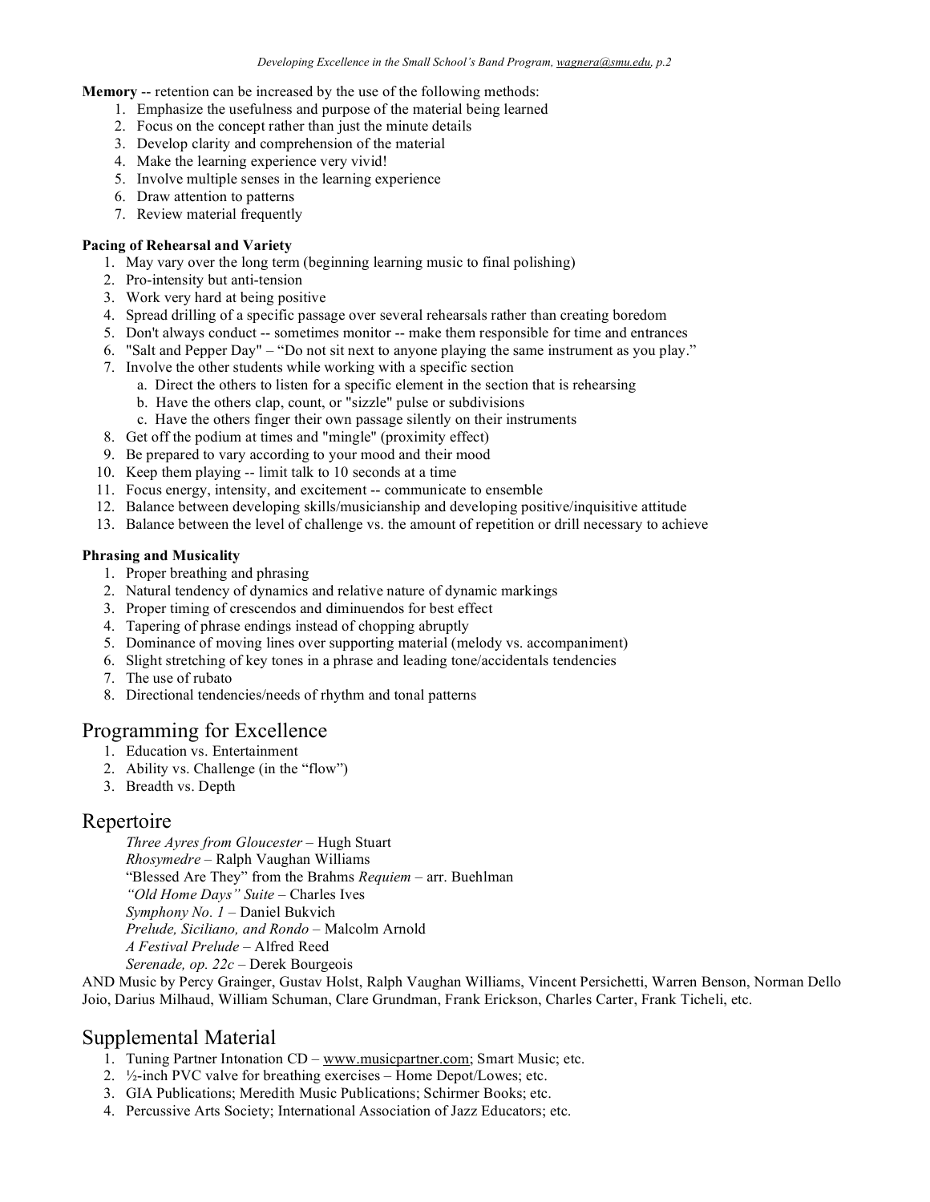**Memory** -- retention can be increased by the use of the following methods:

1. Emphasize the usefulness and purpose of the material being learned
2. Focus on the concept rather than just the minute details
3. Develop clarity and comprehension of the material
4. Make the learning experience very vivid!
5. Involve multiple senses in the learning experience
6. Draw attention to patterns
7. Review material frequently

**Pacing of Rehearsal and Variety**

1. May vary over the long term (beginning learning music to final polishing)
2. Pro-intensity but anti-tension
3. Work very hard at being positive
4. Spread drilling of a specific passage over several rehearsals rather than creating boredom
5. Don't always conduct -- sometimes monitor -- make them responsible for time and entrances
6. "Salt and Pepper Day" – "Do not sit next to anyone playing the same instrument as you play."
7. Involve the other students while working with a specific section
   a. Direct the others to listen for a specific element in the section that is rehearsing
   b. Have the others clap, count, or "sizzle" pulse or subdivisions
   c. Have the others finger their own passage silently on their instruments
8. Get off the podium at times and "mingle" (proximity effect)
9. Be prepared to vary according to your mood and their mood
10. Keep them playing -- limit talk to 10 seconds at a time
11. Focus energy, intensity, and excitement -- communicate to ensemble
12. Balance between developing skills/musicianship and developing positive/inquisitive attitude
13. Balance between the level of challenge vs. the amount of repetition or drill necessary to achieve

**Phrasing and Musicality**

1. Proper breathing and phrasing
2. Natural tendency of dynamics and relative nature of dynamic markings
3. Proper timing of crescendos and diminuendos for best effect
4. Tapering of phrase endings instead of chopping abruptly
5. Dominance of moving lines over supporting material (melody vs. accompaniment)
6. Slight stretching of key tones in a phrase and leading tone/accidentals tendencies
7. The use of rubato
8. Directional tendencies/needs of rhythm and tonal patterns

## Programming for Excellence

1. Education vs. Entertainment
2. Ability vs. Challenge (in the "flow")
3. Breadth vs. Depth

## Repertoire

*Three Ayres from Gloucester* – Hugh Stuart
*Rhosymedre* – Ralph Vaughan Williams
"Blessed Are They" from the Brahms *Requiem* – arr. Buehlman
*"Old Home Days" Suite* – Charles Ives
*Symphony No. 1* – Daniel Bukvich
*Prelude, Siciliano, and Rondo* – Malcolm Arnold
*A Festival Prelude* – Alfred Reed
*Serenade, op. 22c* – Derek Bourgeois

AND Music by Percy Grainger, Gustav Holst, Ralph Vaughan Williams, Vincent Persichetti, Warren Benson, Norman Dello Joio, Darius Milhaud, William Schuman, Clare Grundman, Frank Erickson, Charles Carter, Frank Ticheli, etc.

## Supplemental Material

1. Tuning Partner Intonation CD – www.musicpartner.com; Smart Music; etc.
2. ½-inch PVC valve for breathing exercises – Home Depot/Lowes; etc.
3. GIA Publications; Meredith Music Publications; Schirmer Books; etc.
4. Percussive Arts Society; International Association of Jazz Educators; etc.